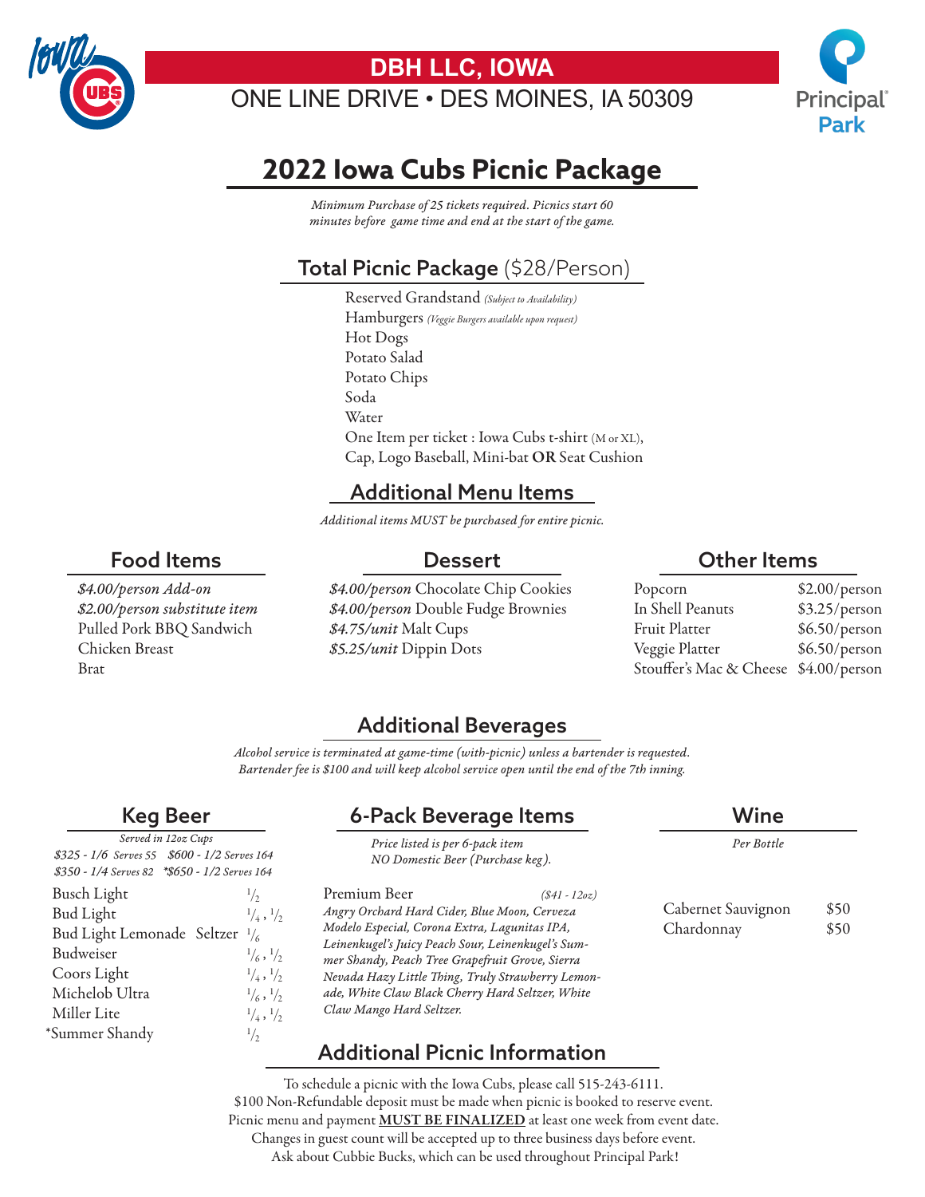# DBH LLC, IOWA

ONE LINE DRIVE • DES MOINES, IA 50309

## 2022 Iowa Cubs Picnic Package

*Minimum Purchase of 25 tickets required. Picnics start 60 minutes before game time and end at the start of the game.*

### Total Picnic Package ($28/Person)

- Reserved Grandstand *(Subject to Availability)*
- Hamburgers *(Veggie Burgers available upon request)*
- Hot Dogs
- Potato Salad
- Potato Chips
- Soda
- Water
- One Item per ticket : Iowa Cubs t-shirt (M or XL), Cap, Logo Baseball, Mini-bat **OR** Seat Cushion

### Additional Menu Items

*Additional items MUST be purchased for entire picnic.*

#### Food Items

*$4.00/person Add-on*
*$2.00/person substitute item*

- Pulled Pork BBQ Sandwich
- Chicken Breast
- Brat

#### Dessert

- *$4.00/person* Chocolate Chip Cookies
- *$4.00/person* Double Fudge Brownies
- *$4.75/unit* Malt Cups
- *$5.25/unit* Dippin Dots

#### Other Items

| Item | Price |
|---|---|
| Popcorn | $2.00/person |
| In Shell Peanuts | $3.25/person |
| Fruit Platter | $6.50/person |
| Veggie Platter | $6.50/person |
| Stouffer's Mac & Cheese | $4.00/person |

### Additional Beverages

*Alcohol service is terminated at game-time (with-picnic) unless a bartender is requested. Bartender fee is $100 and will keep alcohol service open until the end of the 7th inning.*

#### Keg Beer

*Served in 12oz Cups*
*$325 - 1/6 Serves 55 $600 - 1/2 Serves 164*
*$350 - 1/4 Serves 82 *$650 - 1/2 Serves 164*

| Beer | Sizes |
|---|---|
| Busch Light | 1/2 |
| Bud Light | 1/4 , 1/2 |
| Bud Light Lemonade Seltzer | 1/6 |
| Budweiser | 1/6 , 1/2 |
| Coors Light | 1/4 , 1/2 |
| Michelob Ultra | 1/6 , 1/2 |
| Miller Lite | 1/4 , 1/2 |
| *Summer Shandy | 1/2 |

#### 6-Pack Beverage Items

*Price listed is per 6-pack item*
*NO Domestic Beer (Purchase keg).*

Premium Beer *($41 - 12oz)*

*Angry Orchard Hard Cider, Blue Moon, Cerveza Modelo Especial, Corona Extra, Lagunitas IPA, Leinenkugel's Juicy Peach Sour, Leinenkugel's Summer Shandy, Peach Tree Grapefruit Grove, Sierra Nevada Hazy Little Thing, Truly Strawberry Lemonade, White Claw Black Cherry Hard Seltzer, White Claw Mango Hard Seltzer.*

#### Wine

*Per Bottle*

| Wine | Price |
|---|---|
| Cabernet Sauvignon | $50 |
| Chardonnay | $50 |

### Additional Picnic Information

To schedule a picnic with the Iowa Cubs, please call 515-243-6111.
$100 Non-Refundable deposit must be made when picnic is booked to reserve event.
Picnic menu and payment **MUST BE FINALIZED** at least one week from event date.
Changes in guest count will be accepted up to three business days before event.
Ask about Cubbie Bucks, which can be used throughout Principal Park!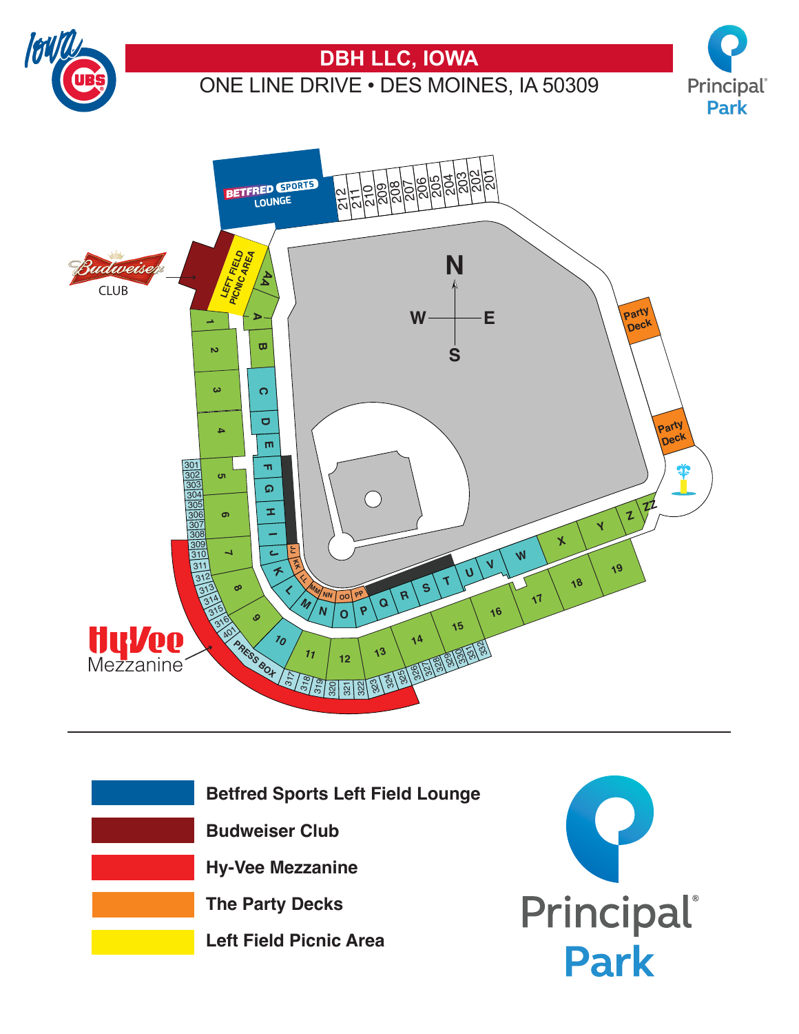# DBH LLC, IOWA

ONE LINE DRIVE • DES MOINES, IA 50309

Principal® Park

BETFRED SPORTS LOUNGE

212 211 210 209 208 207 206 205 204 203 202 201

Budweiser CLUB

LEFT FIELD PICNIC AREA

AA A B C D E F G H I J K L M N O P Q R S T U V W X Y Z ZZ

JJ KK LL MM NN OO PP

1 2 3 4 5 6 7 8 9 10 11 12 13 14 15 16 17 18 19

301 302 303 304 305 306 307 308 309 310 311 312 313 314 315 316 401

PRESS BOX

317 318 319 320 321 322 323 324 325 326 327 328 329 330 331 332

Party Deck

Party Deck

N W E S

Hy-Vee Mezzanine

| | |
|---|---|
| | Betfred Sports Left Field Lounge |
| | Budweiser Club |
| | Hy-Vee Mezzanine |
| | The Party Decks |
| | Left Field Picnic Area |

Principal® Park